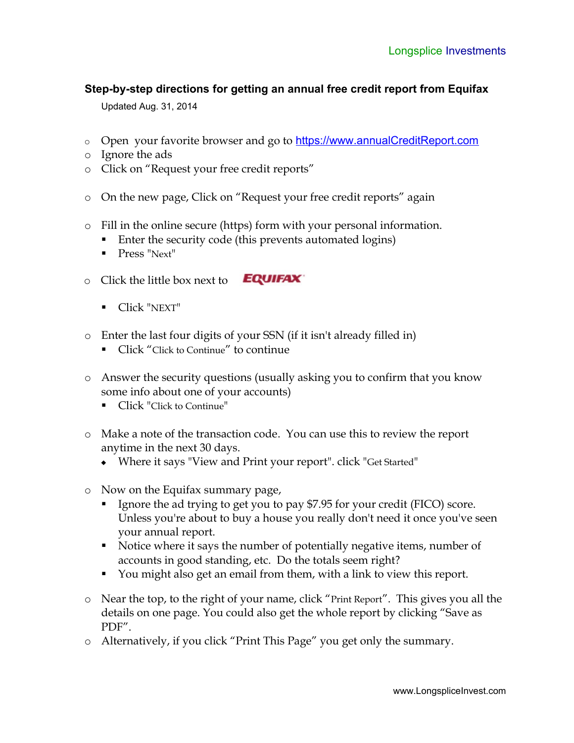Longsplice Investments

**Step-by-step directions for getting an annual free credit report from Equifax**

Updated Aug. 31, 2014

- Open your favorite browser and go to [https://www.annualCreditReport.com](https://www.annualCreditReport.com)
- Ignore the ads
- Click on "Request your free credit reports"
- On the new page, Click on "Request your free credit reports" again
- Fill in the online secure (https) form with your personal information.
  - Enter the security code (this prevents automated logins)
  - Press "Next"
- Click the little box next to EQUIFAX
  - Click "NEXT"
- Enter the last four digits of your SSN (if it isn't already filled in)
  - Click "Click to Continue" to continue
- Answer the security questions (usually asking you to confirm that you know some info about one of your accounts)
  - Click "Click to Continue"
- Make a note of the transaction code. You can use this to review the report anytime in the next 30 days.
  - Where it says "View and Print your report". click "Get Started"
- Now on the Equifax summary page,
  - Ignore the ad trying to get you to pay $7.95 for your credit (FICO) score. Unless you're about to buy a house you really don't need it once you've seen your annual report.
  - Notice where it says the number of potentially negative items, number of accounts in good standing, etc. Do the totals seem right?
  - You might also get an email from them, with a link to view this report.
- Near the top, to the right of your name, click "Print Report". This gives you all the details on one page. You could also get the whole report by clicking "Save as PDF".
- Alternatively, if you click "Print This Page" you get only the summary.

www.LongspliceInvest.com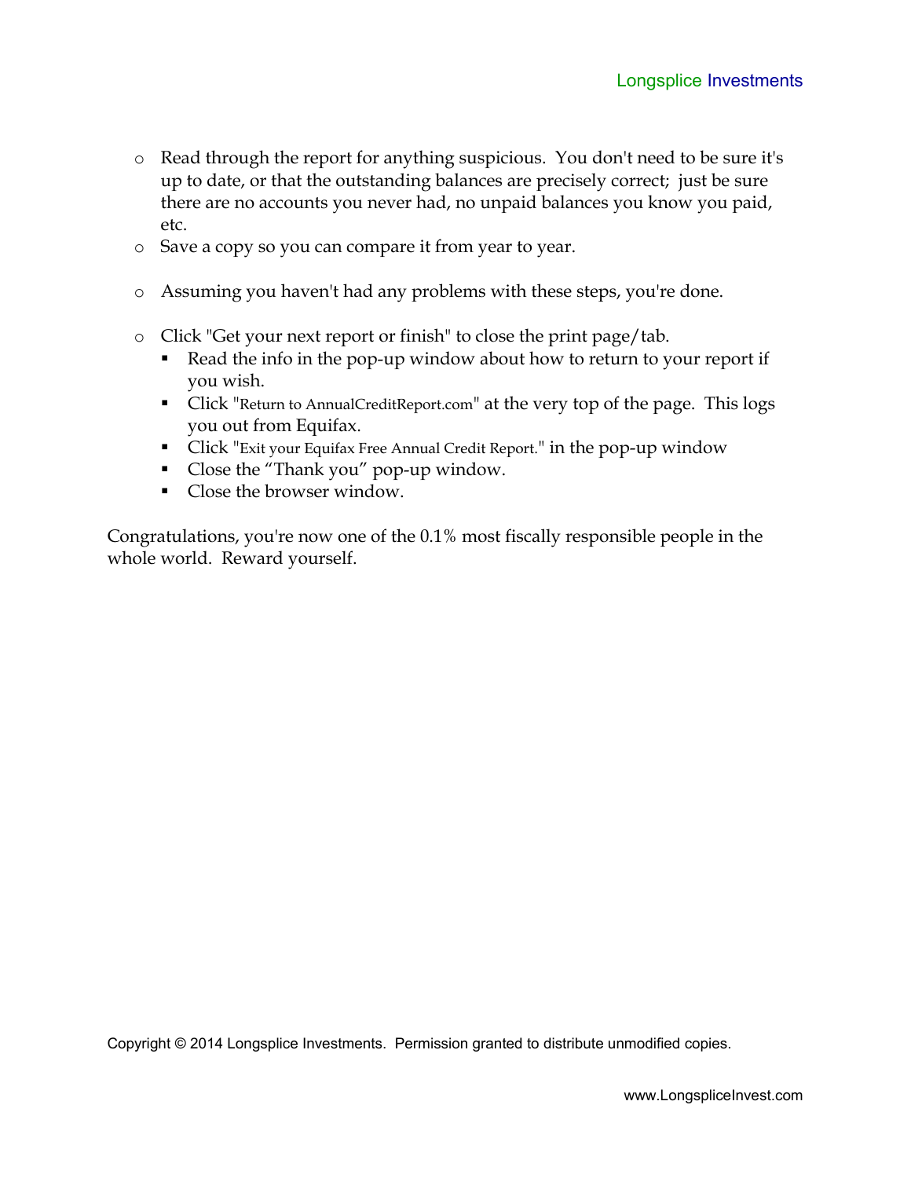- Read through the report for anything suspicious. You don't need to be sure it's up to date, or that the outstanding balances are precisely correct; just be sure there are no accounts you never had, no unpaid balances you know you paid, etc.
- Save a copy so you can compare it from year to year.
- Assuming you haven't had any problems with these steps, you're done.
- Click "Get your next report or finish" to close the print page/tab.
  - Read the info in the pop-up window about how to return to your report if you wish.
  - Click "Return to AnnualCreditReport.com" at the very top of the page. This logs you out from Equifax.
  - Click "Exit your Equifax Free Annual Credit Report." in the pop-up window
  - Close the "Thank you" pop-up window.
  - Close the browser window.

Congratulations, you're now one of the 0.1% most fiscally responsible people in the whole world. Reward yourself.

Copyright © 2014 Longsplice Investments. Permission granted to distribute unmodified copies.